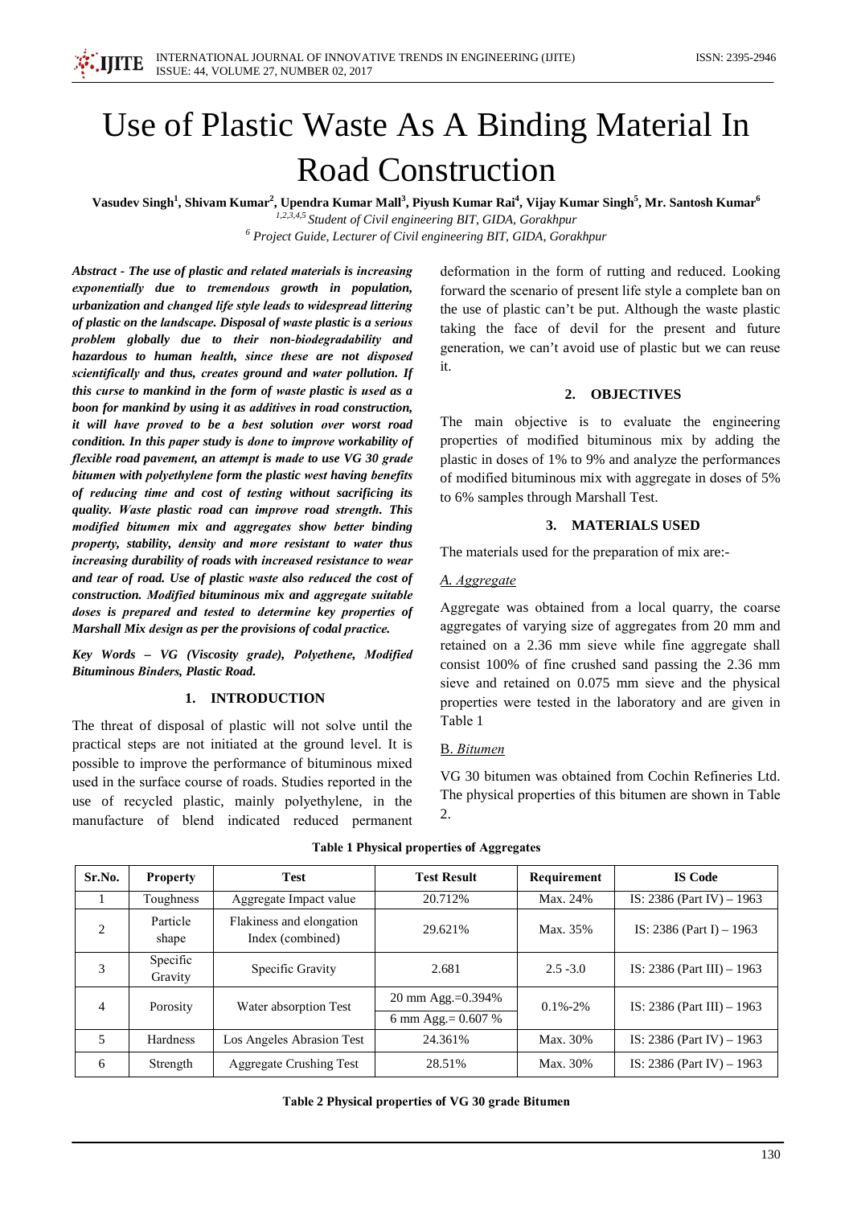# Use of Plastic Waste As A Binding Material In Road Construction

**Vasudev Singh[1], Shivam Kumar[2], Upendra Kumar Mall[3], Piyush Kumar Rai[4], Vijay Kumar Singh[5], Mr. Santosh Kumar[6]**

*[1,2,3,4,5] Student of Civil engineering BIT, GIDA, Gorakhpur*

*[6] Project Guide, Lecturer of Civil engineering BIT, GIDA, Gorakhpur*

***Abstract - The use of plastic and related materials is increasing exponentially due to tremendous growth in population, urbanization and changed life style leads to widespread littering of plastic on the landscape. Disposal of waste plastic is a serious problem globally due to their non-biodegradability and hazardous to human health, since these are not disposed scientifically and thus, creates ground and water pollution. If this curse to mankind in the form of waste plastic is used as a boon for mankind by using it as additives in road construction, it will have proved to be a best solution over worst road condition. In this paper study is done to improve workability of flexible road pavement, an attempt is made to use VG 30 grade bitumen with polyethylene form the plastic west having benefits of reducing time and cost of testing without sacrificing its quality. Waste plastic road can improve road strength. This modified bitumen mix and aggregates show better binding property, stability, density and more resistant to water thus increasing durability of roads with increased resistance to wear and tear of road. Use of plastic waste also reduced the cost of construction. Modified bituminous mix and aggregate suitable doses is prepared and tested to determine key properties of Marshall Mix design as per the provisions of codal practice.***

***Key Words – VG (Viscosity grade), Polyethene, Modified Bituminous Binders, Plastic Road.***

## 1. INTRODUCTION

The threat of disposal of plastic will not solve until the practical steps are not initiated at the ground level. It is possible to improve the performance of bituminous mixed used in the surface course of roads. Studies reported in the use of recycled plastic, mainly polyethylene, in the manufacture of blend indicated reduced permanent deformation in the form of rutting and reduced. Looking forward the scenario of present life style a complete ban on the use of plastic can't be put. Although the waste plastic taking the face of devil for the present and future generation, we can't avoid use of plastic but we can reuse it.

## 2. OBJECTIVES

The main objective is to evaluate the engineering properties of modified bituminous mix by adding the plastic in doses of 1% to 9% and analyze the performances of modified bituminous mix with aggregate in doses of 5% to 6% samples through Marshall Test.

## 3. MATERIALS USED

The materials used for the preparation of mix are:-

### *A. Aggregate*

Aggregate was obtained from a local quarry, the coarse aggregates of varying size of aggregates from 20 mm and retained on a 2.36 mm sieve while fine aggregate shall consist 100% of fine crushed sand passing the 2.36 mm sieve and retained on 0.075 mm sieve and the physical properties were tested in the laboratory and are given in Table 1

### B. *Bitumen*

VG 30 bitumen was obtained from Cochin Refineries Ltd. The physical properties of this bitumen are shown in Table 2.

**Table 1 Physical properties of Aggregates**

| Sr.No. | Property | Test | Test Result | Requirement | IS Code |
|---|---|---|---|---|---|
| 1 | Toughness | Aggregate Impact value | 20.712% | Max. 24% | IS: 2386 (Part IV) – 1963 |
| 2 | Particle shape | Flakiness and elongation Index (combined) | 29.621% | Max. 35% | IS: 2386 (Part I) – 1963 |
| 3 | Specific Gravity | Specific Gravity | 2.681 | 2.5 -3.0 | IS: 2386 (Part III) – 1963 |
| 4 | Porosity | Water absorption Test | 20 mm Agg.=0.394% <br> 6 mm Agg.= 0.607 % | 0.1%-2% | IS: 2386 (Part III) – 1963 |
| 5 | Hardness | Los Angeles Abrasion Test | 24.361% | Max. 30% | IS: 2386 (Part IV) – 1963 |
| 6 | Strength | Aggregate Crushing Test | 28.51% | Max. 30% | IS: 2386 (Part IV) – 1963 |

**Table 2 Physical properties of VG 30 grade Bitumen**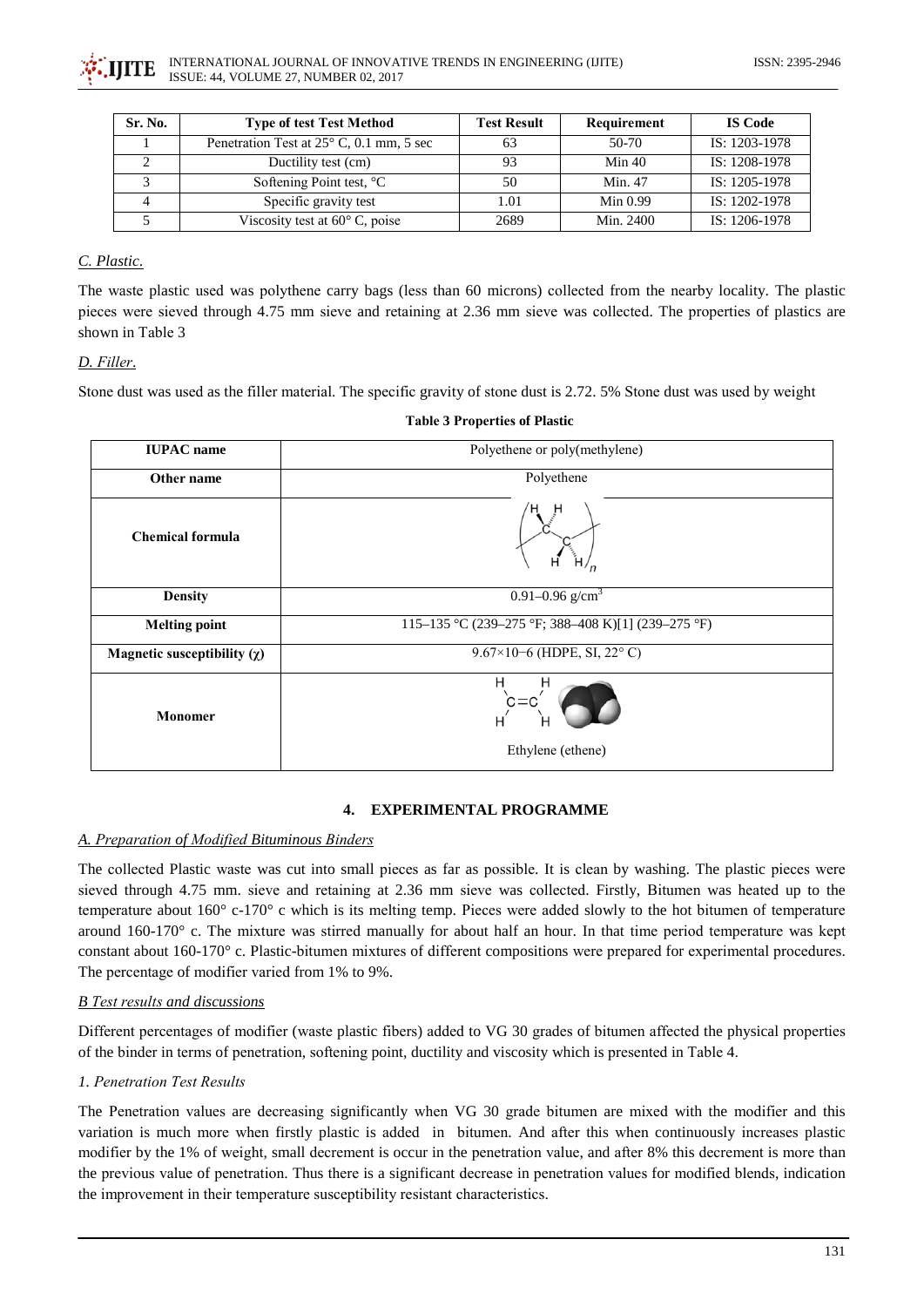| Sr. No. | Type of test Test Method | Test Result | Requirement | IS Code |
|---|---|---|---|---|
| 1 | Penetration Test at 25° C, 0.1 mm, 5 sec | 63 | 50-70 | IS: 1203-1978 |
| 2 | Ductility test (cm) | 93 | Min 40 | IS: 1208-1978 |
| 3 | Softening Point test, °C | 50 | Min. 47 | IS: 1205-1978 |
| 4 | Specific gravity test | 1.01 | Min 0.99 | IS: 1202-1978 |
| 5 | Viscosity test at 60° C, poise | 2689 | Min. 2400 | IS: 1206-1978 |

*C. Plastic.*

The waste plastic used was polythene carry bags (less than 60 microns) collected from the nearby locality. The plastic pieces were sieved through 4.75 mm sieve and retaining at 2.36 mm sieve was collected. The properties of plastics are shown in Table 3

*D. Filler.*

Stone dust was used as the filler material. The specific gravity of stone dust is 2.72. 5% Stone dust was used by weight

**Table 3 Properties of Plastic**

| IUPAC name | Polyethene or poly(methylene) |
|---|---|
| Other name | Polyethene |
| Chemical formula | $(C_2H_4)_n$ |
| Density | 0.91–0.96 g/cm$^3$ |
| Melting point | 115–135 °C (239–275 °F; 388–408 K)[1] (239–275 °F) |
| Magnetic susceptibility (χ) | 9.67×10−6 (HDPE, SI, 22° C) |
| Monomer | $H_2C=CH_2$ Ethylene (ethene) |

## 4. EXPERIMENTAL PROGRAMME

### A. Preparation of Modified Bituminous Binders

The collected Plastic waste was cut into small pieces as far as possible. It is clean by washing. The plastic pieces were sieved through 4.75 mm. sieve and retaining at 2.36 mm sieve was collected. Firstly, Bitumen was heated up to the temperature about 160° c-170° c which is its melting temp. Pieces were added slowly to the hot bitumen of temperature around 160-170° c. The mixture was stirred manually for about half an hour. In that time period temperature was kept constant about 160-170° c. Plastic-bitumen mixtures of different compositions were prepared for experimental procedures. The percentage of modifier varied from 1% to 9%.

### B Test results and discussions

Different percentages of modifier (waste plastic fibers) added to VG 30 grades of bitumen affected the physical properties of the binder in terms of penetration, softening point, ductility and viscosity which is presented in Table 4.

*1. Penetration Test Results*

The Penetration values are decreasing significantly when VG 30 grade bitumen are mixed with the modifier and this variation is much more when firstly plastic is added in bitumen. And after this when continuously increases plastic modifier by the 1% of weight, small decrement is occur in the penetration value, and after 8% this decrement is more than the previous value of penetration. Thus there is a significant decrease in penetration values for modified blends, indication the improvement in their temperature susceptibility resistant characteristics.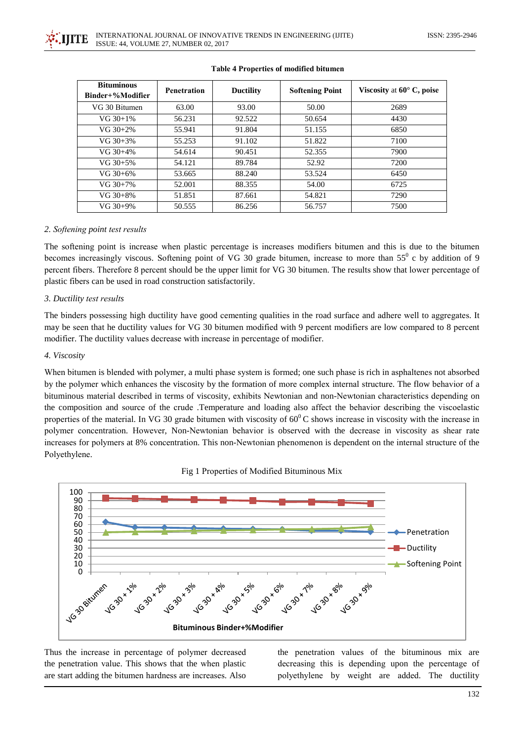Table 4 Properties of modified bitumen

| Bituminous Binder+%Modifier | Penetration | Ductility | Softening Point | Viscosity at 60° C, poise |
|---|---|---|---|---|
| VG 30 Bitumen | 63.00 | 93.00 | 50.00 | 2689 |
| VG 30+1% | 56.231 | 92.522 | 50.654 | 4430 |
| VG 30+2% | 55.941 | 91.804 | 51.155 | 6850 |
| VG 30+3% | 55.253 | 91.102 | 51.822 | 7100 |
| VG 30+4% | 54.614 | 90.451 | 52.355 | 7900 |
| VG 30+5% | 54.121 | 89.784 | 52.92 | 7200 |
| VG 30+6% | 53.665 | 88.240 | 53.524 | 6450 |
| VG 30+7% | 52.001 | 88.355 | 54.00 | 6725 |
| VG 30+8% | 51.851 | 87.661 | 54.821 | 7290 |
| VG 30+9% | 50.555 | 86.256 | 56.757 | 7500 |

*2. Softening point test results*

The softening point is increase when plastic percentage is increases modifiers bitumen and this is due to the bitumen becomes increasingly viscous. Softening point of VG 30 grade bitumen, increase to more than $55^0$ c by addition of 9 percent fibers. Therefore 8 percent should be the upper limit for VG 30 bitumen. The results show that lower percentage of plastic fibers can be used in road construction satisfactorily.

*3. Ductility test results*

The binders possessing high ductility have good cementing qualities in the road surface and adhere well to aggregates. It may be seen that he ductility values for VG 30 bitumen modified with 9 percent modifiers are low compared to 8 percent modifier. The ductility values decrease with increase in percentage of modifier.

*4. Viscosity*

When bitumen is blended with polymer, a multi phase system is formed; one such phase is rich in asphaltenes not absorbed by the polymer which enhances the viscosity by the formation of more complex internal structure. The flow behavior of a bituminous material described in terms of viscosity, exhibits Newtonian and non-Newtonian characteristics depending on the composition and source of the crude .Temperature and loading also affect the behavior describing the viscoelastic properties of the material. In VG 30 grade bitumen with viscosity of $60^0$ C shows increase in viscosity with the increase in polymer concentration. However, Non-Newtonian behavior is observed with the decrease in viscosity as shear rate increases for polymers at 8% concentration. This non-Newtonian phenomenon is dependent on the internal structure of the Polyethylene.

Fig 1 Properties of Modified Bituminous Mix

Thus the increase in percentage of polymer decreased the penetration value. This shows that the when plastic are start adding the bitumen hardness are increases. Also the penetration values of the bituminous mix are decreasing this is depending upon the percentage of polyethylene by weight are added. The ductility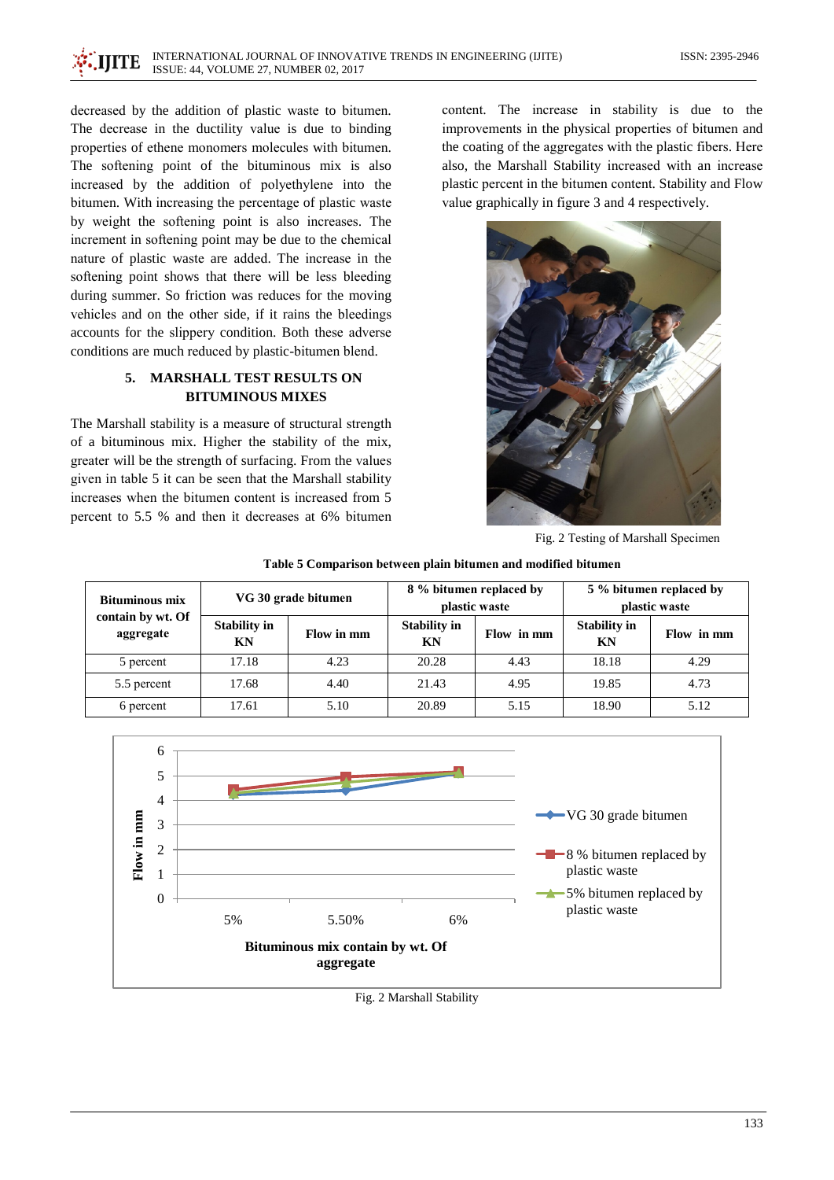decreased by the addition of plastic waste to bitumen. The decrease in the ductility value is due to binding properties of ethene monomers molecules with bitumen. The softening point of the bituminous mix is also increased by the addition of polyethylene into the bitumen. With increasing the percentage of plastic waste by weight the softening point is also increases. The increment in softening point may be due to the chemical nature of plastic waste are added. The increase in the softening point shows that there will be less bleeding during summer. So friction was reduces for the moving vehicles and on the other side, if it rains the bleedings accounts for the slippery condition. Both these adverse conditions are much reduced by plastic-bitumen blend.

## 5. MARSHALL TEST RESULTS ON BITUMINOUS MIXES

The Marshall stability is a measure of structural strength of a bituminous mix. Higher the stability of the mix, greater will be the strength of surfacing. From the values given in table 5 it can be seen that the Marshall stability increases when the bitumen content is increased from 5 percent to 5.5 % and then it decreases at 6% bitumen content. The increase in stability is due to the improvements in the physical properties of bitumen and the coating of the aggregates with the plastic fibers. Here also, the Marshall Stability increased with an increase plastic percent in the bitumen content. Stability and Flow value graphically in figure 3 and 4 respectively.

Fig. 2 Testing of Marshall Specimen

**Table 5 Comparison between plain bitumen and modified bitumen**

| Bituminous mix contain by wt. Of aggregate | VG 30 grade bitumen | | 8 % bitumen replaced by plastic waste | | 5 % bitumen replaced by plastic waste | |
|---|---|---|---|---|---|---|
| | Stability in KN | Flow in mm | Stability in KN | Flow in mm | Stability in KN | Flow in mm |
| 5 percent | 17.18 | 4.23 | 20.28 | 4.43 | 18.18 | 4.29 |
| 5.5 percent | 17.68 | 4.40 | 21.43 | 4.95 | 19.85 | 4.73 |
| 6 percent | 17.61 | 5.10 | 20.89 | 5.15 | 18.90 | 5.12 |

Fig. 2 Marshall Stability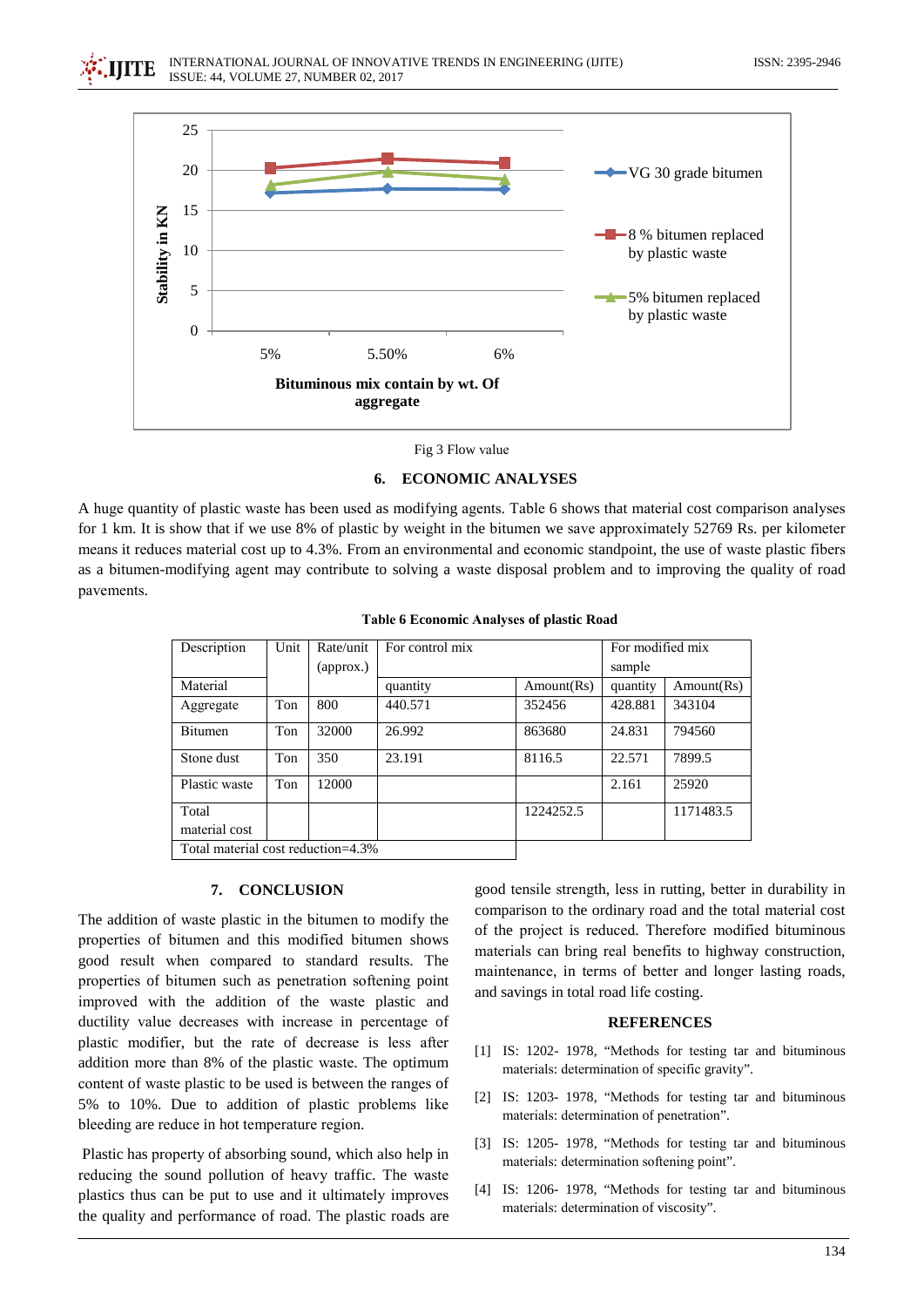Fig 3 Flow value

## 6. ECONOMIC ANALYSES

A huge quantity of plastic waste has been used as modifying agents. Table 6 shows that material cost comparison analyses for 1 km. It is show that if we use 8% of plastic by weight in the bitumen we save approximately 52769 Rs. per kilometer means it reduces material cost up to 4.3%. From an environmental and economic standpoint, the use of waste plastic fibers as a bitumen-modifying agent may contribute to solving a waste disposal problem and to improving the quality of road pavements.

**Table 6 Economic Analyses of plastic Road**

| Description | Unit | Rate/unit (approx.) | For control mix | | For modified mix sample | |
|---|---|---|---|---|---|---|
| Material | | | quantity | Amount(Rs) | quantity | Amount(Rs) |
| Aggregate | Ton | 800 | 440.571 | 352456 | 428.881 | 343104 |
| Bitumen | Ton | 32000 | 26.992 | 863680 | 24.831 | 794560 |
| Stone dust | Ton | 350 | 23.191 | 8116.5 | 22.571 | 7899.5 |
| Plastic waste | Ton | 12000 | | | 2.161 | 25920 |
| Total material cost | | | | 1224252.5 | | 1171483.5 |
| Total material cost reduction=4.3% | | | | | | |

## 7. CONCLUSION

The addition of waste plastic in the bitumen to modify the properties of bitumen and this modified bitumen shows good result when compared to standard results. The properties of bitumen such as penetration softening point improved with the addition of the waste plastic and ductility value decreases with increase in percentage of plastic modifier, but the rate of decrease is less after addition more than 8% of the plastic waste. The optimum content of waste plastic to be used is between the ranges of 5% to 10%. Due to addition of plastic problems like bleeding are reduce in hot temperature region.

Plastic has property of absorbing sound, which also help in reducing the sound pollution of heavy traffic. The waste plastics thus can be put to use and it ultimately improves the quality and performance of road. The plastic roads are good tensile strength, less in rutting, better in durability in comparison to the ordinary road and the total material cost of the project is reduced. Therefore modified bituminous materials can bring real benefits to highway construction, maintenance, in terms of better and longer lasting roads, and savings in total road life costing.

## REFERENCES

[1] IS: 1202- 1978, "Methods for testing tar and bituminous materials: determination of specific gravity".

[2] IS: 1203- 1978, "Methods for testing tar and bituminous materials: determination of penetration".

[3] IS: 1205- 1978, "Methods for testing tar and bituminous materials: determination softening point".

[4] IS: 1206- 1978, "Methods for testing tar and bituminous materials: determination of viscosity".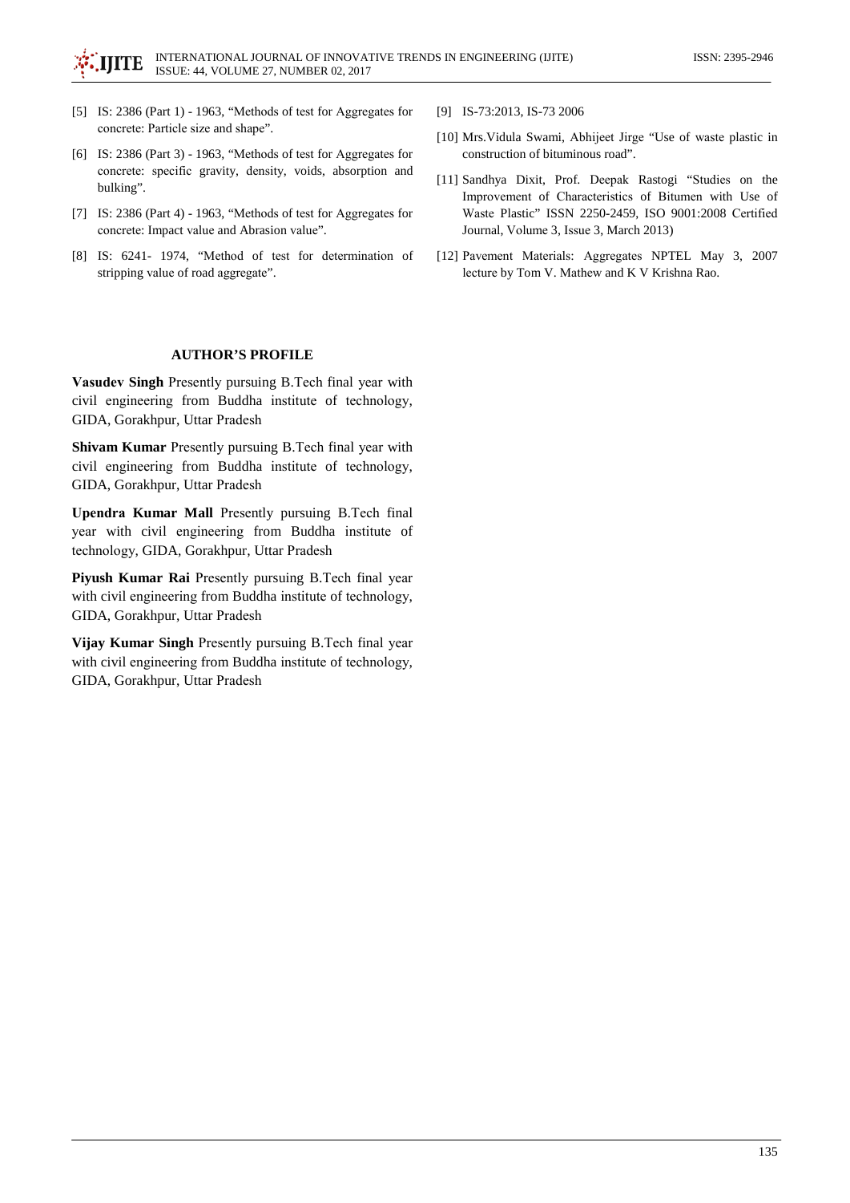[5] IS: 2386 (Part 1) - 1963, "Methods of test for Aggregates for concrete: Particle size and shape".

[6] IS: 2386 (Part 3) - 1963, "Methods of test for Aggregates for concrete: specific gravity, density, voids, absorption and bulking".

[7] IS: 2386 (Part 4) - 1963, "Methods of test for Aggregates for concrete: Impact value and Abrasion value".

[8] IS: 6241- 1974, "Method of test for determination of stripping value of road aggregate".

[9] IS-73:2013, IS-73 2006

[10] Mrs.Vidula Swami, Abhijeet Jirge "Use of waste plastic in construction of bituminous road".

[11] Sandhya Dixit, Prof. Deepak Rastogi "Studies on the Improvement of Characteristics of Bitumen with Use of Waste Plastic" ISSN 2250-2459, ISO 9001:2008 Certified Journal, Volume 3, Issue 3, March 2013)

[12] Pavement Materials: Aggregates NPTEL May 3, 2007 lecture by Tom V. Mathew and K V Krishna Rao.

## AUTHOR'S PROFILE

**Vasudev Singh** Presently pursuing B.Tech final year with civil engineering from Buddha institute of technology, GIDA, Gorakhpur, Uttar Pradesh

**Shivam Kumar** Presently pursuing B.Tech final year with civil engineering from Buddha institute of technology, GIDA, Gorakhpur, Uttar Pradesh

**Upendra Kumar Mall** Presently pursuing B.Tech final year with civil engineering from Buddha institute of technology, GIDA, Gorakhpur, Uttar Pradesh

**Piyush Kumar Rai** Presently pursuing B.Tech final year with civil engineering from Buddha institute of technology, GIDA, Gorakhpur, Uttar Pradesh

**Vijay Kumar Singh** Presently pursuing B.Tech final year with civil engineering from Buddha institute of technology, GIDA, Gorakhpur, Uttar Pradesh